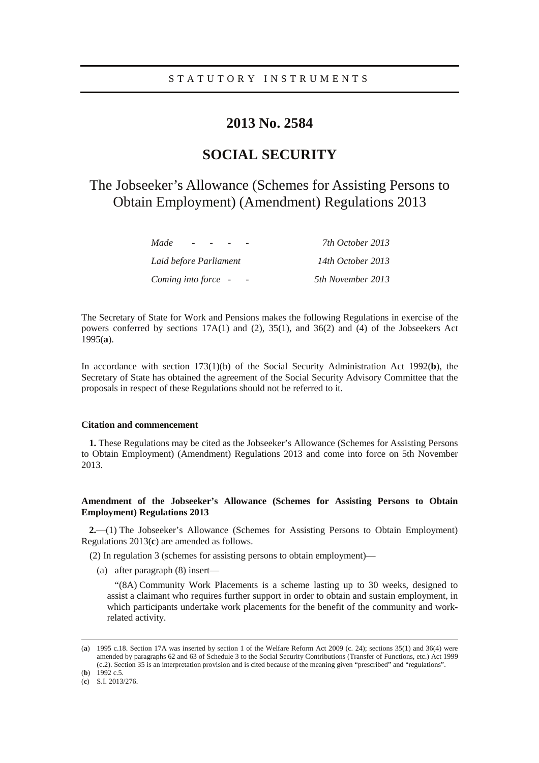STATUTORY INSTRUMENTS

# 2013 No. 2584

# SOCIAL SECURITY

## The Jobseeker's Allowance (Schemes for Assisting Persons to Obtain Employment) (Amendment) Regulations 2013

| | |
|---|---|
| *Made - - - -* | *7th October 2013* |
| *Laid before Parliament* | *14th October 2013* |
| *Coming into force - -* | *5th November 2013* |

The Secretary of State for Work and Pensions makes the following Regulations in exercise of the powers conferred by sections 17A(1) and (2), 35(1), and 36(2) and (4) of the Jobseekers Act 1995(**a**).

In accordance with section 173(1)(b) of the Social Security Administration Act 1992(**b**), the Secretary of State has obtained the agreement of the Social Security Advisory Committee that the proposals in respect of these Regulations should not be referred to it.

**Citation and commencement**

**1.** These Regulations may be cited as the Jobseeker's Allowance (Schemes for Assisting Persons to Obtain Employment) (Amendment) Regulations 2013 and come into force on 5th November 2013.

**Amendment of the Jobseeker's Allowance (Schemes for Assisting Persons to Obtain Employment) Regulations 2013**

**2.**—(1) The Jobseeker's Allowance (Schemes for Assisting Persons to Obtain Employment) Regulations 2013(**c**) are amended as follows.

(2) In regulation 3 (schemes for assisting persons to obtain employment)—

(a) after paragraph (8) insert—

"(8A) Community Work Placements is a scheme lasting up to 30 weeks, designed to assist a claimant who requires further support in order to obtain and sustain employment, in which participants undertake work placements for the benefit of the community and work-related activity.

---

(**a**) 1995 c.18. Section 17A was inserted by section 1 of the Welfare Reform Act 2009 (c. 24); sections 35(1) and 36(4) were amended by paragraphs 62 and 63 of Schedule 3 to the Social Security Contributions (Transfer of Functions, etc.) Act 1999 (c.2). Section 35 is an interpretation provision and is cited because of the meaning given "prescribed" and "regulations".

(**b**) 1992 c.5.

(**c**) S.I. 2013/276.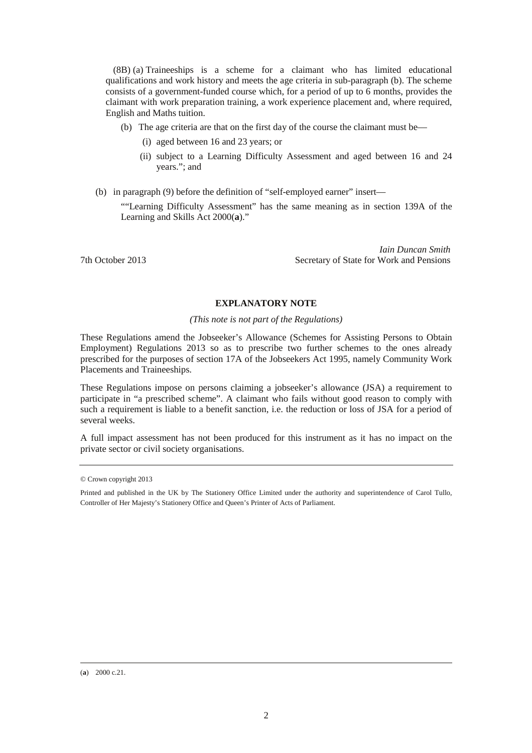(8B) (a) Traineeships is a scheme for a claimant who has limited educational qualifications and work history and meets the age criteria in sub-paragraph (b). The scheme consists of a government-funded course which, for a period of up to 6 months, provides the claimant with work preparation training, a work experience placement and, where required, English and Maths tuition.

(b) The age criteria are that on the first day of the course the claimant must be—

(i) aged between 16 and 23 years; or

(ii) subject to a Learning Difficulty Assessment and aged between 16 and 24 years."; and

(b) in paragraph (9) before the definition of "self-employed earner" insert—

""Learning Difficulty Assessment" has the same meaning as in section 139A of the Learning and Skills Act 2000(**a**)."

*Iain Duncan Smith*
Secretary of State for Work and Pensions

7th October 2013

## EXPLANATORY NOTE

*(This note is not part of the Regulations)*

These Regulations amend the Jobseeker's Allowance (Schemes for Assisting Persons to Obtain Employment) Regulations 2013 so as to prescribe two further schemes to the ones already prescribed for the purposes of section 17A of the Jobseekers Act 1995, namely Community Work Placements and Traineeships.

These Regulations impose on persons claiming a jobseeker's allowance (JSA) a requirement to participate in "a prescribed scheme". A claimant who fails without good reason to comply with such a requirement is liable to a benefit sanction, i.e. the reduction or loss of JSA for a period of several weeks.

A full impact assessment has not been produced for this instrument as it has no impact on the private sector or civil society organisations.

---

© Crown copyright 2013

Printed and published in the UK by The Stationery Office Limited under the authority and superintendence of Carol Tullo, Controller of Her Majesty's Stationery Office and Queen's Printer of Acts of Parliament.

---

(**a**) 2000 c.21.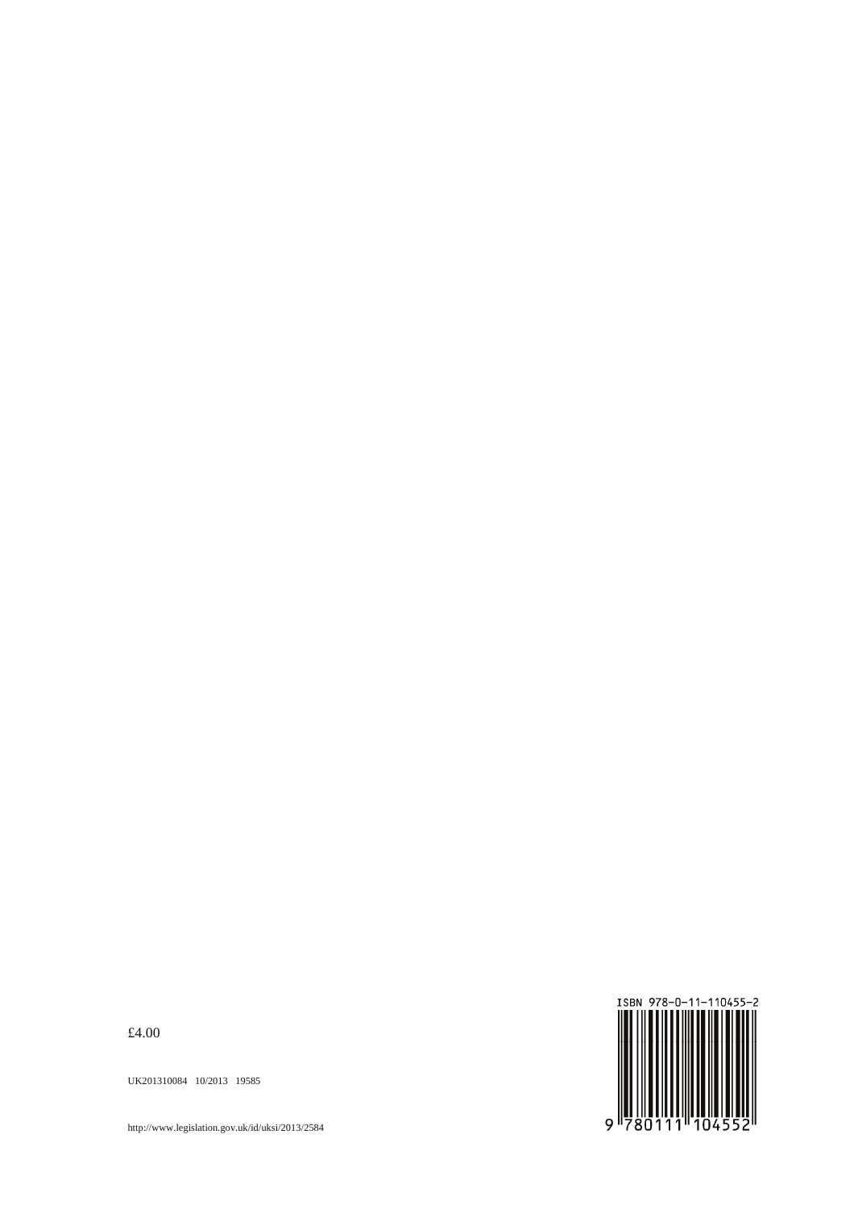£4.00

UK201310084 10/2013 19585

http://www.legislation.gov.uk/id/uksi/2013/2584

ISBN 978-0-11-110455-2

9 780111 104552